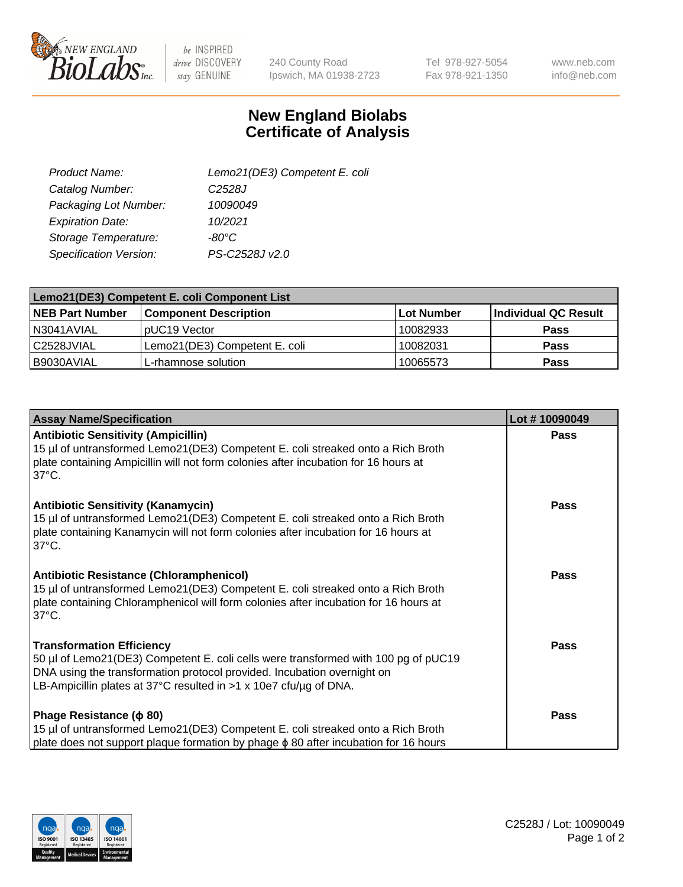# New England Biolabs
# Certificate of Analysis

| | |
|---|---|
| *Product Name:* | *Lemo21(DE3) Competent E. coli* |
| *Catalog Number:* | *C2528J* |
| *Packaging Lot Number:* | *10090049* |
| *Expiration Date:* | *10/2021* |
| *Storage Temperature:* | *-80°C* |
| *Specification Version:* | *PS-C2528J v2.0* |

| **Lemo21(DE3) Competent E. coli Component List** | | | |
|---|---|---|---|
| **NEB Part Number** | **Component Description** | **Lot Number** | **Individual QC Result** |
| N3041AVIAL | pUC19 Vector | 10082933 | **Pass** |
| C2528JVIAL | Lemo21(DE3) Competent E. coli | 10082031 | **Pass** |
| B9030AVIAL | L-rhamnose solution | 10065573 | **Pass** |

| **Assay Name/Specification** | **Lot # 10090049** |
|---|---|
| **Antibiotic Sensitivity (Ampicillin)**<br>15 µl of untransformed Lemo21(DE3) Competent E. coli streaked onto a Rich Broth plate containing Ampicillin will not form colonies after incubation for 16 hours at 37°C. | **Pass** |
| **Antibiotic Sensitivity (Kanamycin)**<br>15 µl of untransformed Lemo21(DE3) Competent E. coli streaked onto a Rich Broth plate containing Kanamycin will not form colonies after incubation for 16 hours at 37°C. | **Pass** |
| **Antibiotic Resistance (Chloramphenicol)**<br>15 µl of untransformed Lemo21(DE3) Competent E. coli streaked onto a Rich Broth plate containing Chloramphenicol will form colonies after incubation for 16 hours at 37°C. | **Pass** |
| **Transformation Efficiency**<br>50 µl of Lemo21(DE3) Competent E. coli cells were transformed with 100 pg of pUC19 DNA using the transformation protocol provided. Incubation overnight on LB-Ampicillin plates at 37°C resulted in >1 x 10e7 cfu/µg of DNA. | **Pass** |
| **Phage Resistance (ϕ 80)**<br>15 µl of untransformed Lemo21(DE3) Competent E. coli streaked onto a Rich Broth plate does not support plaque formation by phage ϕ 80 after incubation for 16 hours | **Pass** |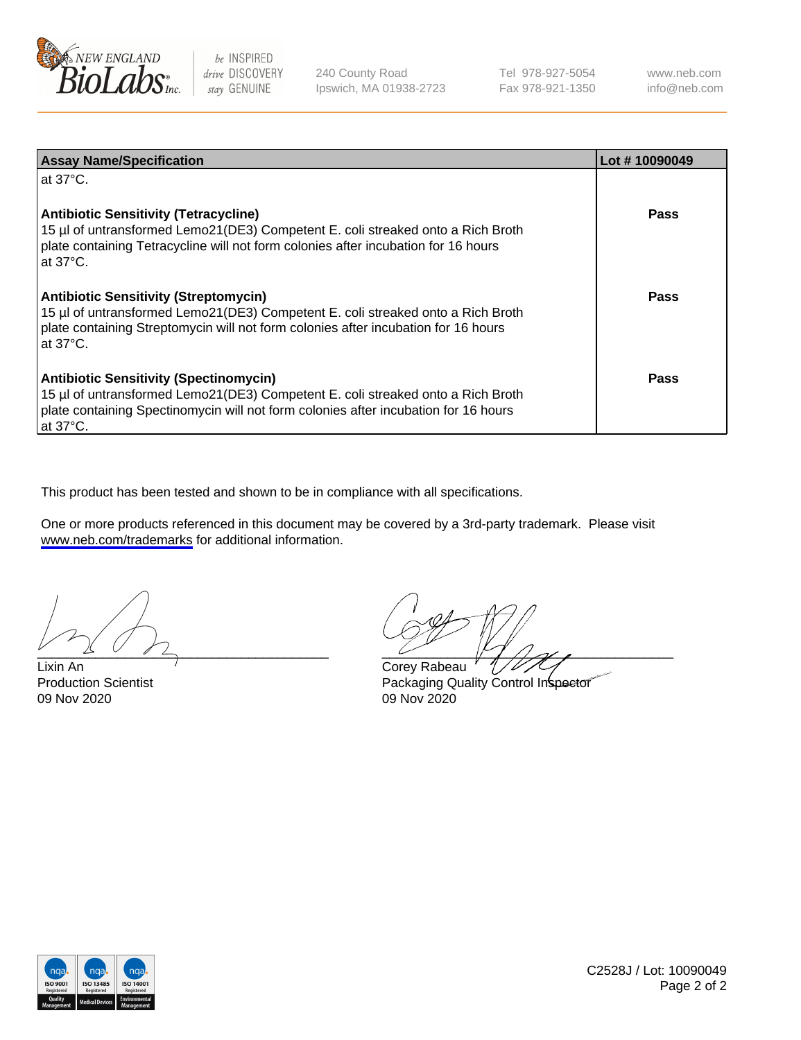| Assay Name/Specification | Lot # 10090049 |
|---|---|
| at 37°C. | |
| **Antibiotic Sensitivity (Tetracycline)**<br>15 µl of untransformed Lemo21(DE3) Competent E. coli streaked onto a Rich Broth plate containing Tetracycline will not form colonies after incubation for 16 hours at 37°C. | **Pass** |
| **Antibiotic Sensitivity (Streptomycin)**<br>15 µl of untransformed Lemo21(DE3) Competent E. coli streaked onto a Rich Broth plate containing Streptomycin will not form colonies after incubation for 16 hours at 37°C. | **Pass** |
| **Antibiotic Sensitivity (Spectinomycin)**<br>15 µl of untransformed Lemo21(DE3) Competent E. coli streaked onto a Rich Broth plate containing Spectinomycin will not form colonies after incubation for 16 hours at 37°C. | **Pass** |

This product has been tested and shown to be in compliance with all specifications.

One or more products referenced in this document may be covered by a 3rd-party trademark. Please visit www.neb.com/trademarks for additional information.

Lixin An
Production Scientist
09 Nov 2020

Corey Rabeau
Packaging Quality Control Inspector
09 Nov 2020

C2528J / Lot: 10090049